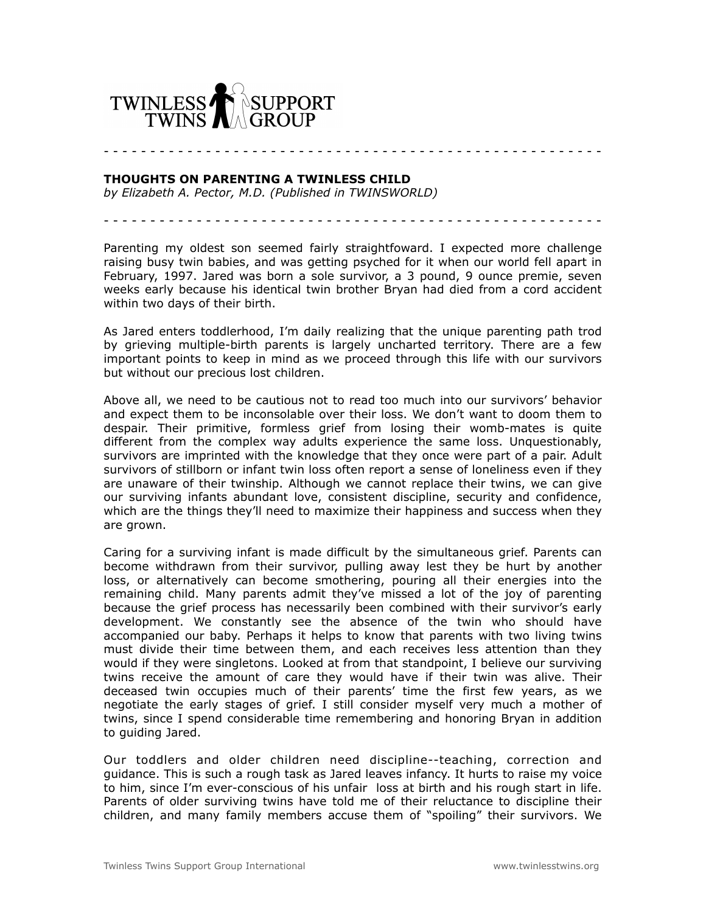TWINLESS TWINS SUPPORT GROUP

---

**THOUGHTS ON PARENTING A TWINLESS CHILD**
*by Elizabeth A. Pector, M.D. (Published in TWINSWORLD)*

---

Parenting my oldest son seemed fairly straightfoward. I expected more challenge raising busy twin babies, and was getting psyched for it when our world fell apart in February, 1997. Jared was born a sole survivor, a 3 pound, 9 ounce premie, seven weeks early because his identical twin brother Bryan had died from a cord accident within two days of their birth.

As Jared enters toddlerhood, I'm daily realizing that the unique parenting path trod by grieving multiple-birth parents is largely uncharted territory. There are a few important points to keep in mind as we proceed through this life with our survivors but without our precious lost children.

Above all, we need to be cautious not to read too much into our survivors' behavior and expect them to be inconsolable over their loss. We don't want to doom them to despair. Their primitive, formless grief from losing their womb-mates is quite different from the complex way adults experience the same loss. Unquestionably, survivors are imprinted with the knowledge that they once were part of a pair. Adult survivors of stillborn or infant twin loss often report a sense of loneliness even if they are unaware of their twinship. Although we cannot replace their twins, we can give our surviving infants abundant love, consistent discipline, security and confidence, which are the things they'll need to maximize their happiness and success when they are grown.

Caring for a surviving infant is made difficult by the simultaneous grief. Parents can become withdrawn from their survivor, pulling away lest they be hurt by another loss, or alternatively can become smothering, pouring all their energies into the remaining child. Many parents admit they've missed a lot of the joy of parenting because the grief process has necessarily been combined with their survivor's early development. We constantly see the absence of the twin who should have accompanied our baby. Perhaps it helps to know that parents with two living twins must divide their time between them, and each receives less attention than they would if they were singletons. Looked at from that standpoint, I believe our surviving twins receive the amount of care they would have if their twin was alive. Their deceased twin occupies much of their parents' time the first few years, as we negotiate the early stages of grief. I still consider myself very much a mother of twins, since I spend considerable time remembering and honoring Bryan in addition to guiding Jared.

Our toddlers and older children need discipline--teaching, correction and guidance. This is such a rough task as Jared leaves infancy. It hurts to raise my voice to him, since I'm ever-conscious of his unfair loss at birth and his rough start in life. Parents of older surviving twins have told me of their reluctance to discipline their children, and many family members accuse them of "spoiling" their survivors. We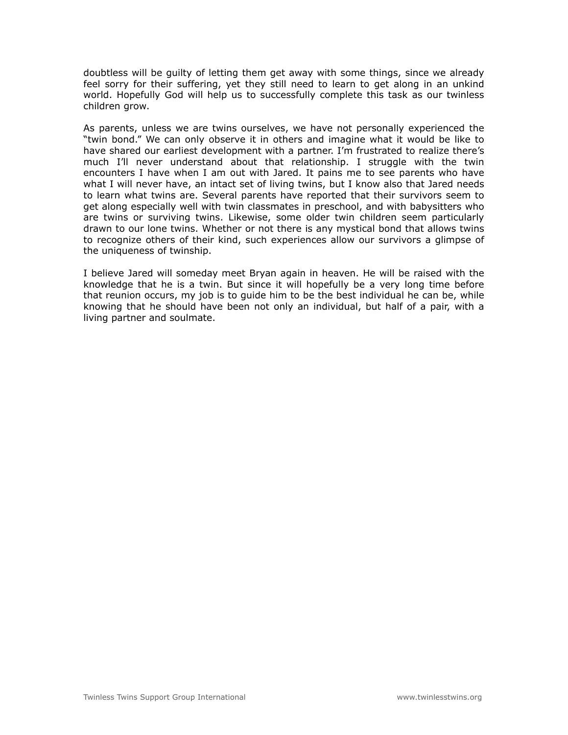doubtless will be guilty of letting them get away with some things, since we already feel sorry for their suffering, yet they still need to learn to get along in an unkind world. Hopefully God will help us to successfully complete this task as our twinless children grow.

As parents, unless we are twins ourselves, we have not personally experienced the "twin bond." We can only observe it in others and imagine what it would be like to have shared our earliest development with a partner. I'm frustrated to realize there's much I'll never understand about that relationship. I struggle with the twin encounters I have when I am out with Jared. It pains me to see parents who have what I will never have, an intact set of living twins, but I know also that Jared needs to learn what twins are. Several parents have reported that their survivors seem to get along especially well with twin classmates in preschool, and with babysitters who are twins or surviving twins. Likewise, some older twin children seem particularly drawn to our lone twins. Whether or not there is any mystical bond that allows twins to recognize others of their kind, such experiences allow our survivors a glimpse of the uniqueness of twinship.

I believe Jared will someday meet Bryan again in heaven. He will be raised with the knowledge that he is a twin. But since it will hopefully be a very long time before that reunion occurs, my job is to guide him to be the best individual he can be, while knowing that he should have been not only an individual, but half of a pair, with a living partner and soulmate.